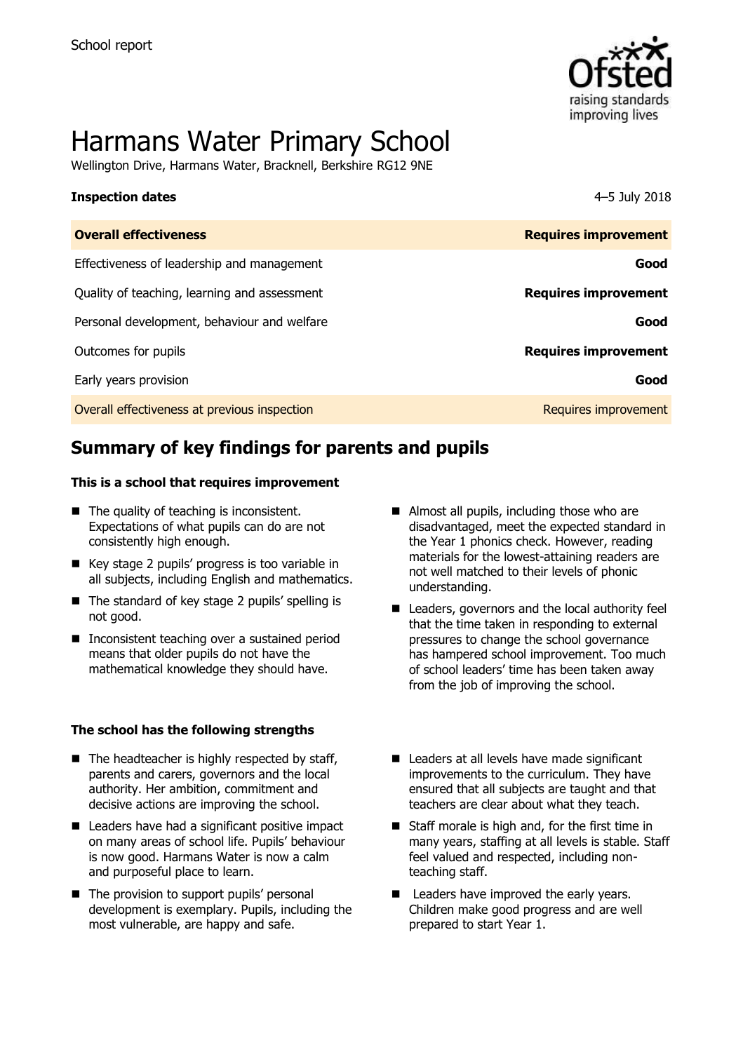School report

# Harmans Water Primary School

Wellington Drive, Harmans Water, Bracknell, Berkshire RG12 9NE

**Inspection dates** 4–5 July 2018

| | |
|---|---|
| **Overall effectiveness** | **Requires improvement** |
| Effectiveness of leadership and management | **Good** |
| Quality of teaching, learning and assessment | **Requires improvement** |
| Personal development, behaviour and welfare | **Good** |
| Outcomes for pupils | **Requires improvement** |
| Early years provision | **Good** |
| Overall effectiveness at previous inspection | Requires improvement |

## Summary of key findings for parents and pupils

### This is a school that requires improvement

- The quality of teaching is inconsistent. Expectations of what pupils can do are not consistently high enough.
- Key stage 2 pupils' progress is too variable in all subjects, including English and mathematics.
- The standard of key stage 2 pupils' spelling is not good.
- Inconsistent teaching over a sustained period means that older pupils do not have the mathematical knowledge they should have.
- Almost all pupils, including those who are disadvantaged, meet the expected standard in the Year 1 phonics check. However, reading materials for the lowest-attaining readers are not well matched to their levels of phonic understanding.
- Leaders, governors and the local authority feel that the time taken in responding to external pressures to change the school governance has hampered school improvement. Too much of school leaders' time has been taken away from the job of improving the school.

### The school has the following strengths

- The headteacher is highly respected by staff, parents and carers, governors and the local authority. Her ambition, commitment and decisive actions are improving the school.
- Leaders have had a significant positive impact on many areas of school life. Pupils' behaviour is now good. Harmans Water is now a calm and purposeful place to learn.
- The provision to support pupils' personal development is exemplary. Pupils, including the most vulnerable, are happy and safe.
- Leaders at all levels have made significant improvements to the curriculum. They have ensured that all subjects are taught and that teachers are clear about what they teach.
- Staff morale is high and, for the first time in many years, staffing at all levels is stable. Staff feel valued and respected, including non-teaching staff.
- Leaders have improved the early years. Children make good progress and are well prepared to start Year 1.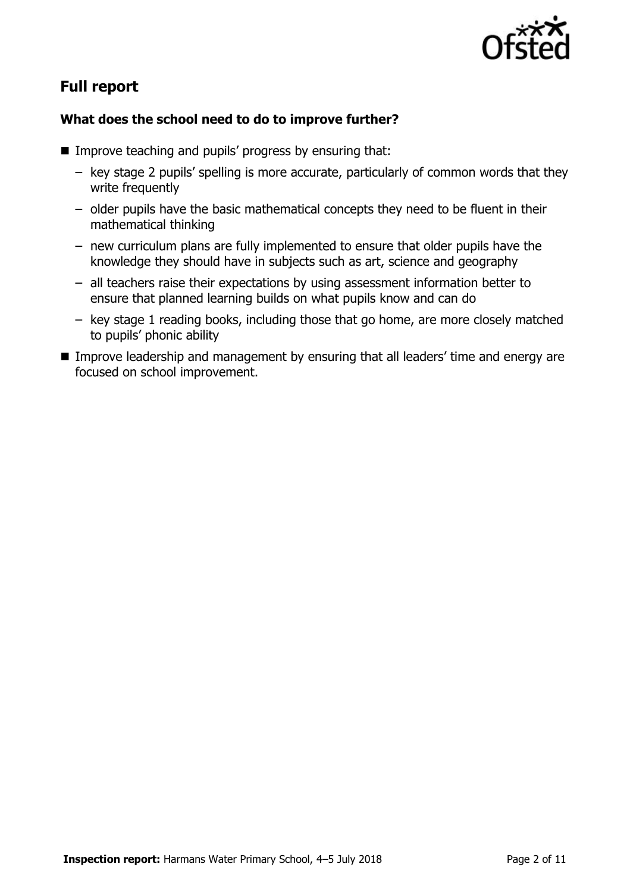## Full report

### What does the school need to do to improve further?

- Improve teaching and pupils' progress by ensuring that:
  - key stage 2 pupils' spelling is more accurate, particularly of common words that they write frequently
  - older pupils have the basic mathematical concepts they need to be fluent in their mathematical thinking
  - new curriculum plans are fully implemented to ensure that older pupils have the knowledge they should have in subjects such as art, science and geography
  - all teachers raise their expectations by using assessment information better to ensure that planned learning builds on what pupils know and can do
  - key stage 1 reading books, including those that go home, are more closely matched to pupils' phonic ability
- Improve leadership and management by ensuring that all leaders' time and energy are focused on school improvement.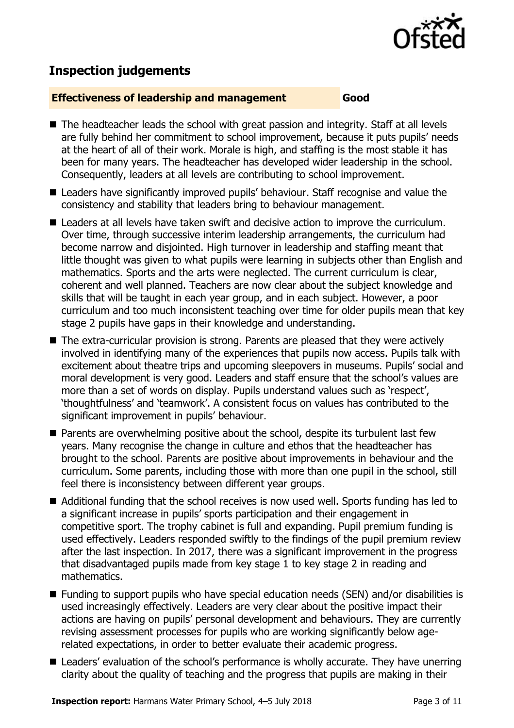## Inspection judgements

**Effectiveness of leadership and management** **Good**

- The headteacher leads the school with great passion and integrity. Staff at all levels are fully behind her commitment to school improvement, because it puts pupils' needs at the heart of all of their work. Morale is high, and staffing is the most stable it has been for many years. The headteacher has developed wider leadership in the school. Consequently, leaders at all levels are contributing to school improvement.
- Leaders have significantly improved pupils' behaviour. Staff recognise and value the consistency and stability that leaders bring to behaviour management.
- Leaders at all levels have taken swift and decisive action to improve the curriculum. Over time, through successive interim leadership arrangements, the curriculum had become narrow and disjointed. High turnover in leadership and staffing meant that little thought was given to what pupils were learning in subjects other than English and mathematics. Sports and the arts were neglected. The current curriculum is clear, coherent and well planned. Teachers are now clear about the subject knowledge and skills that will be taught in each year group, and in each subject. However, a poor curriculum and too much inconsistent teaching over time for older pupils mean that key stage 2 pupils have gaps in their knowledge and understanding.
- The extra-curricular provision is strong. Parents are pleased that they were actively involved in identifying many of the experiences that pupils now access. Pupils talk with excitement about theatre trips and upcoming sleepovers in museums. Pupils' social and moral development is very good. Leaders and staff ensure that the school's values are more than a set of words on display. Pupils understand values such as 'respect', 'thoughtfulness' and 'teamwork'. A consistent focus on values has contributed to the significant improvement in pupils' behaviour.
- Parents are overwhelming positive about the school, despite its turbulent last few years. Many recognise the change in culture and ethos that the headteacher has brought to the school. Parents are positive about improvements in behaviour and the curriculum. Some parents, including those with more than one pupil in the school, still feel there is inconsistency between different year groups.
- Additional funding that the school receives is now used well. Sports funding has led to a significant increase in pupils' sports participation and their engagement in competitive sport. The trophy cabinet is full and expanding. Pupil premium funding is used effectively. Leaders responded swiftly to the findings of the pupil premium review after the last inspection. In 2017, there was a significant improvement in the progress that disadvantaged pupils made from key stage 1 to key stage 2 in reading and mathematics.
- Funding to support pupils who have special education needs (SEN) and/or disabilities is used increasingly effectively. Leaders are very clear about the positive impact their actions are having on pupils' personal development and behaviours. They are currently revising assessment processes for pupils who are working significantly below age-related expectations, in order to better evaluate their academic progress.
- Leaders' evaluation of the school's performance is wholly accurate. They have unerring clarity about the quality of teaching and the progress that pupils are making in their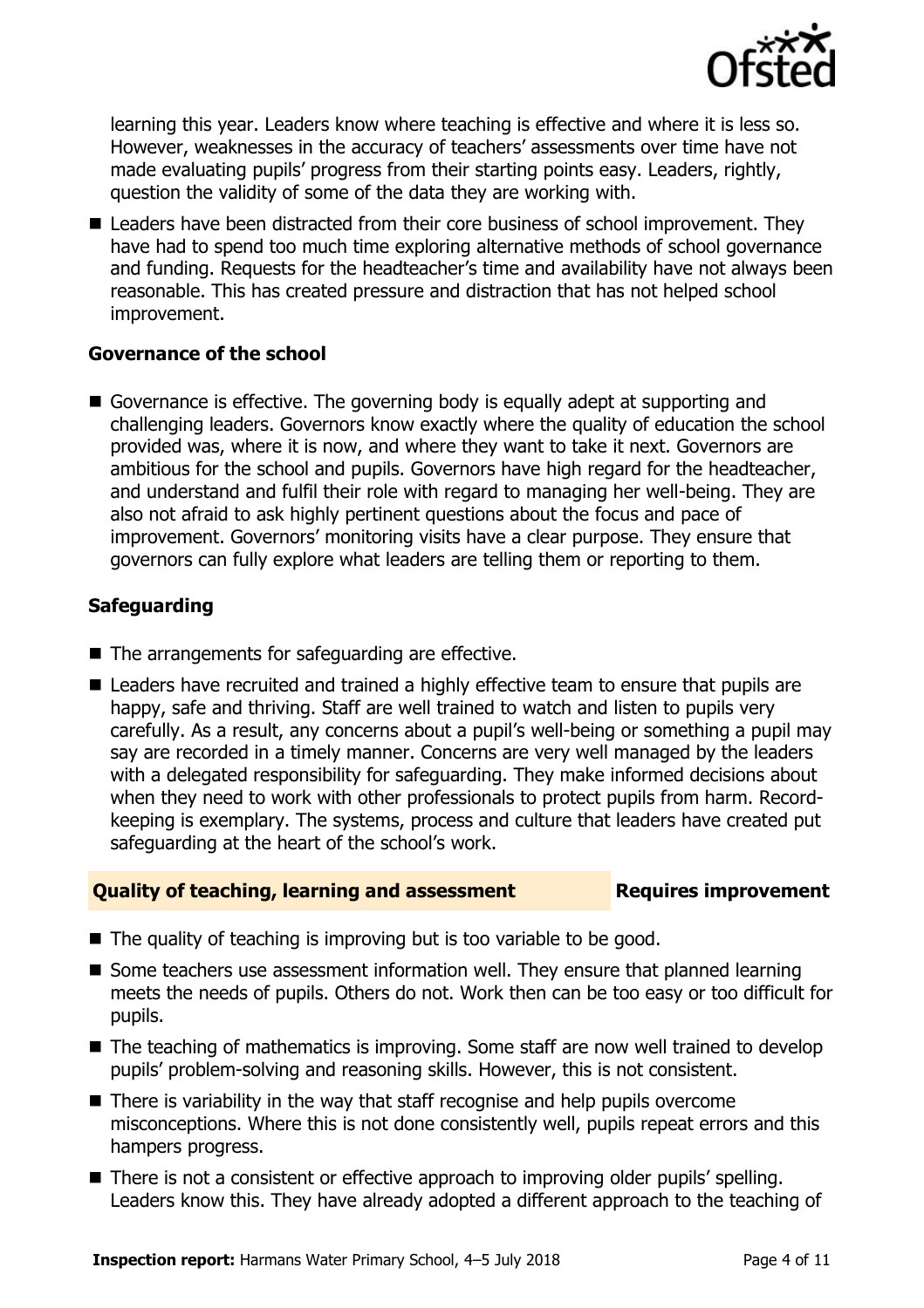learning this year. Leaders know where teaching is effective and where it is less so. However, weaknesses in the accuracy of teachers' assessments over time have not made evaluating pupils' progress from their starting points easy. Leaders, rightly, question the validity of some of the data they are working with.

- Leaders have been distracted from their core business of school improvement. They have had to spend too much time exploring alternative methods of school governance and funding. Requests for the headteacher's time and availability have not always been reasonable. This has created pressure and distraction that has not helped school improvement.

### Governance of the school

- Governance is effective. The governing body is equally adept at supporting and challenging leaders. Governors know exactly where the quality of education the school provided was, where it is now, and where they want to take it next. Governors are ambitious for the school and pupils. Governors have high regard for the headteacher, and understand and fulfil their role with regard to managing her well-being. They are also not afraid to ask highly pertinent questions about the focus and pace of improvement. Governors' monitoring visits have a clear purpose. They ensure that governors can fully explore what leaders are telling them or reporting to them.

### Safeguarding

- The arrangements for safeguarding are effective.
- Leaders have recruited and trained a highly effective team to ensure that pupils are happy, safe and thriving. Staff are well trained to watch and listen to pupils very carefully. As a result, any concerns about a pupil's well-being or something a pupil may say are recorded in a timely manner. Concerns are very well managed by the leaders with a delegated responsibility for safeguarding. They make informed decisions about when they need to work with other professionals to protect pupils from harm. Record-keeping is exemplary. The systems, process and culture that leaders have created put safeguarding at the heart of the school's work.

## Quality of teaching, learning and assessment — Requires improvement

- The quality of teaching is improving but is too variable to be good.
- Some teachers use assessment information well. They ensure that planned learning meets the needs of pupils. Others do not. Work then can be too easy or too difficult for pupils.
- The teaching of mathematics is improving. Some staff are now well trained to develop pupils' problem-solving and reasoning skills. However, this is not consistent.
- There is variability in the way that staff recognise and help pupils overcome misconceptions. Where this is not done consistently well, pupils repeat errors and this hampers progress.
- There is not a consistent or effective approach to improving older pupils' spelling. Leaders know this. They have already adopted a different approach to the teaching of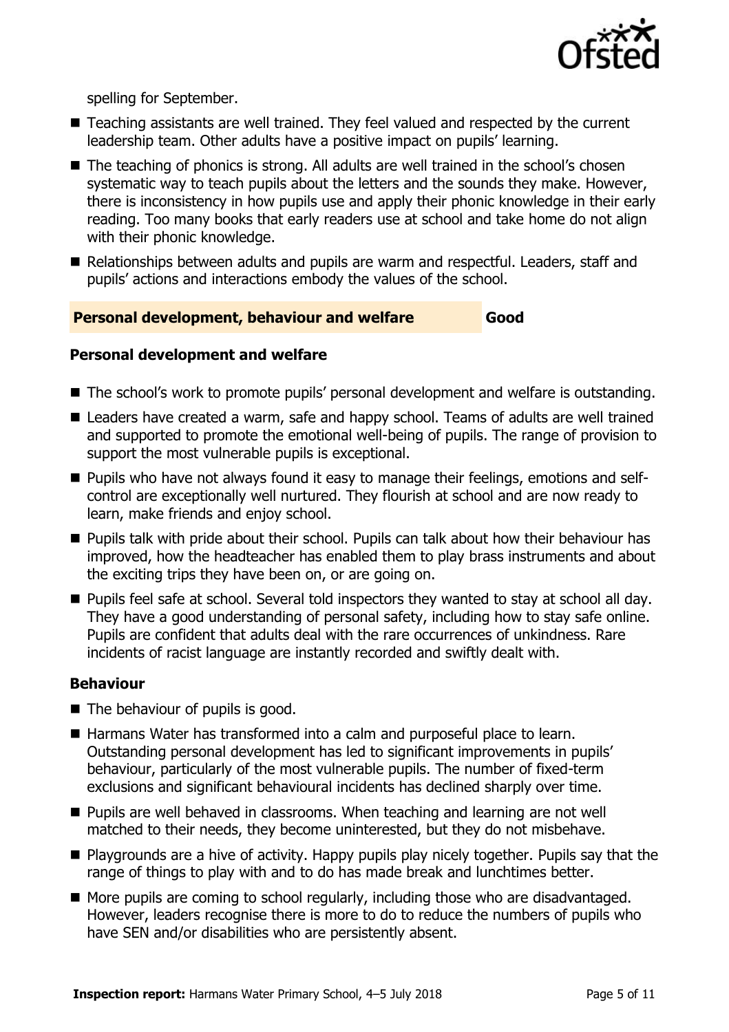spelling for September.

- Teaching assistants are well trained. They feel valued and respected by the current leadership team. Other adults have a positive impact on pupils' learning.
- The teaching of phonics is strong. All adults are well trained in the school's chosen systematic way to teach pupils about the letters and the sounds they make. However, there is inconsistency in how pupils use and apply their phonic knowledge in their early reading. Too many books that early readers use at school and take home do not align with their phonic knowledge.
- Relationships between adults and pupils are warm and respectful. Leaders, staff and pupils' actions and interactions embody the values of the school.

## Personal development, behaviour and welfare — Good

### Personal development and welfare

- The school's work to promote pupils' personal development and welfare is outstanding.
- Leaders have created a warm, safe and happy school. Teams of adults are well trained and supported to promote the emotional well-being of pupils. The range of provision to support the most vulnerable pupils is exceptional.
- Pupils who have not always found it easy to manage their feelings, emotions and self-control are exceptionally well nurtured. They flourish at school and are now ready to learn, make friends and enjoy school.
- Pupils talk with pride about their school. Pupils can talk about how their behaviour has improved, how the headteacher has enabled them to play brass instruments and about the exciting trips they have been on, or are going on.
- Pupils feel safe at school. Several told inspectors they wanted to stay at school all day. They have a good understanding of personal safety, including how to stay safe online. Pupils are confident that adults deal with the rare occurrences of unkindness. Rare incidents of racist language are instantly recorded and swiftly dealt with.

### Behaviour

- The behaviour of pupils is good.
- Harmans Water has transformed into a calm and purposeful place to learn. Outstanding personal development has led to significant improvements in pupils' behaviour, particularly of the most vulnerable pupils. The number of fixed-term exclusions and significant behavioural incidents has declined sharply over time.
- Pupils are well behaved in classrooms. When teaching and learning are not well matched to their needs, they become uninterested, but they do not misbehave.
- Playgrounds are a hive of activity. Happy pupils play nicely together. Pupils say that the range of things to play with and to do has made break and lunchtimes better.
- More pupils are coming to school regularly, including those who are disadvantaged. However, leaders recognise there is more to do to reduce the numbers of pupils who have SEN and/or disabilities who are persistently absent.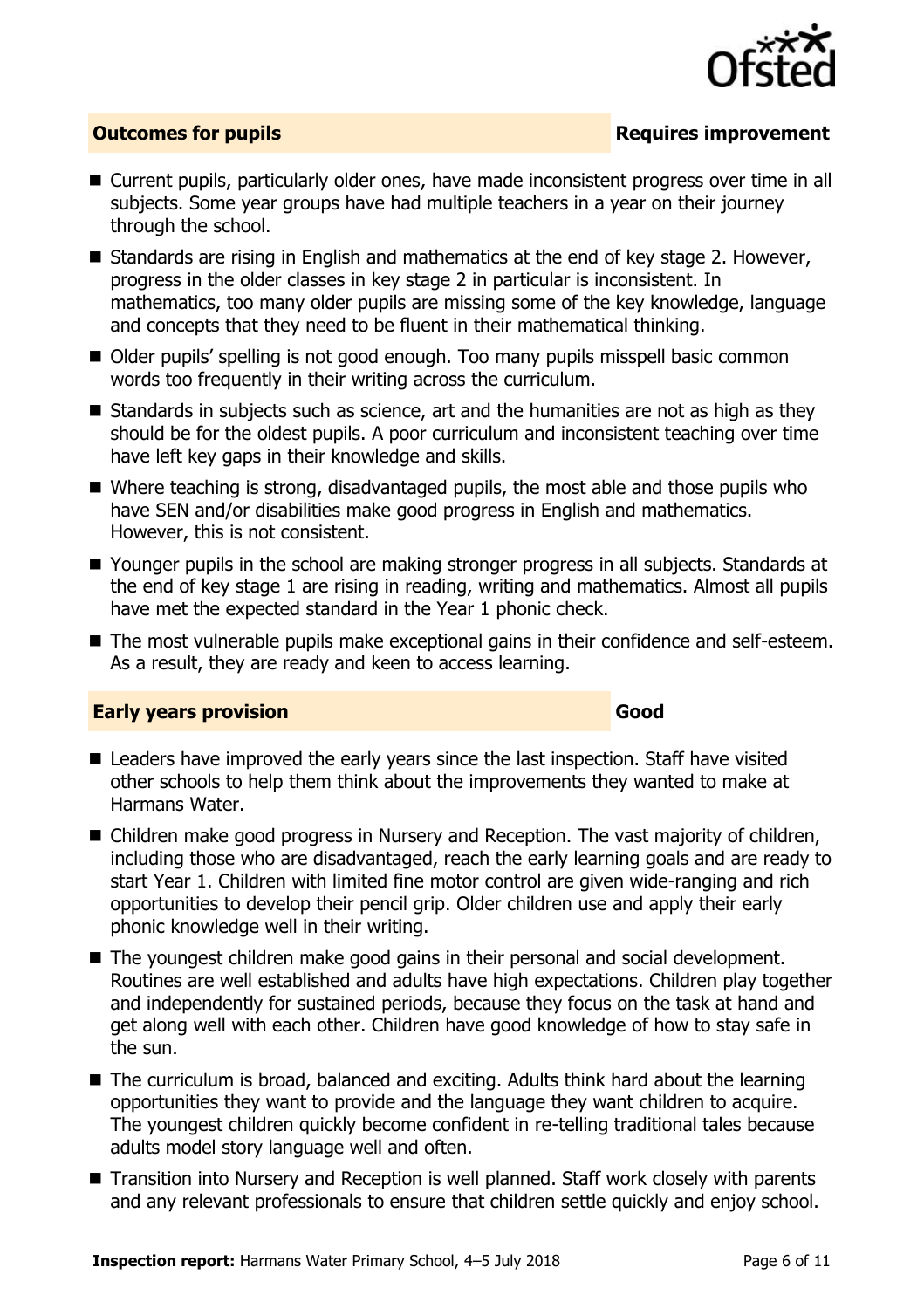## Outcomes for pupils — Requires improvement

- Current pupils, particularly older ones, have made inconsistent progress over time in all subjects. Some year groups have had multiple teachers in a year on their journey through the school.
- Standards are rising in English and mathematics at the end of key stage 2. However, progress in the older classes in key stage 2 in particular is inconsistent. In mathematics, too many older pupils are missing some of the key knowledge, language and concepts that they need to be fluent in their mathematical thinking.
- Older pupils' spelling is not good enough. Too many pupils misspell basic common words too frequently in their writing across the curriculum.
- Standards in subjects such as science, art and the humanities are not as high as they should be for the oldest pupils. A poor curriculum and inconsistent teaching over time have left key gaps in their knowledge and skills.
- Where teaching is strong, disadvantaged pupils, the most able and those pupils who have SEN and/or disabilities make good progress in English and mathematics. However, this is not consistent.
- Younger pupils in the school are making stronger progress in all subjects. Standards at the end of key stage 1 are rising in reading, writing and mathematics. Almost all pupils have met the expected standard in the Year 1 phonic check.
- The most vulnerable pupils make exceptional gains in their confidence and self-esteem. As a result, they are ready and keen to access learning.

## Early years provision — Good

- Leaders have improved the early years since the last inspection. Staff have visited other schools to help them think about the improvements they wanted to make at Harmans Water.
- Children make good progress in Nursery and Reception. The vast majority of children, including those who are disadvantaged, reach the early learning goals and are ready to start Year 1. Children with limited fine motor control are given wide-ranging and rich opportunities to develop their pencil grip. Older children use and apply their early phonic knowledge well in their writing.
- The youngest children make good gains in their personal and social development. Routines are well established and adults have high expectations. Children play together and independently for sustained periods, because they focus on the task at hand and get along well with each other. Children have good knowledge of how to stay safe in the sun.
- The curriculum is broad, balanced and exciting. Adults think hard about the learning opportunities they want to provide and the language they want children to acquire. The youngest children quickly become confident in re-telling traditional tales because adults model story language well and often.
- Transition into Nursery and Reception is well planned. Staff work closely with parents and any relevant professionals to ensure that children settle quickly and enjoy school.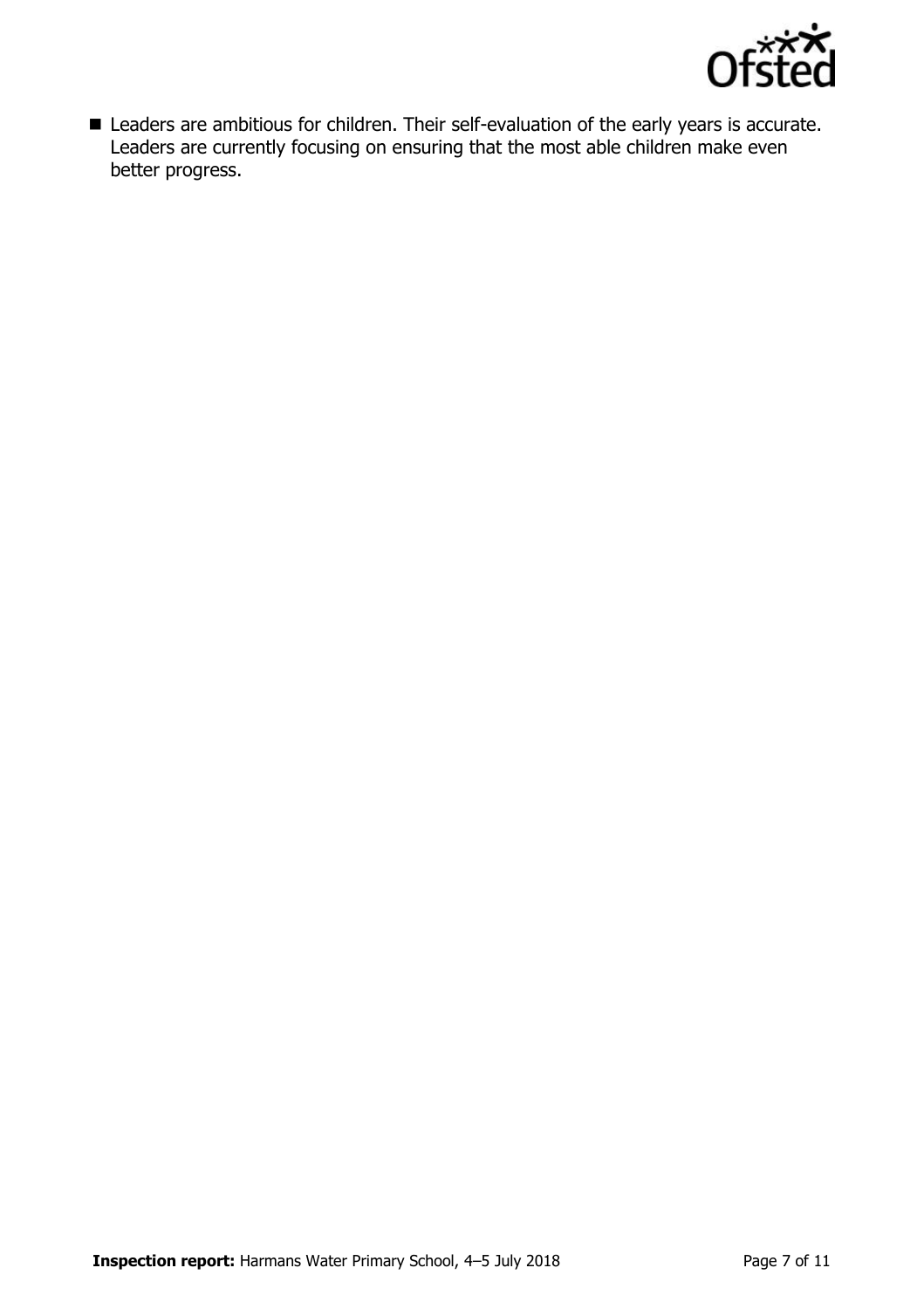- Leaders are ambitious for children. Their self-evaluation of the early years is accurate. Leaders are currently focusing on ensuring that the most able children make even better progress.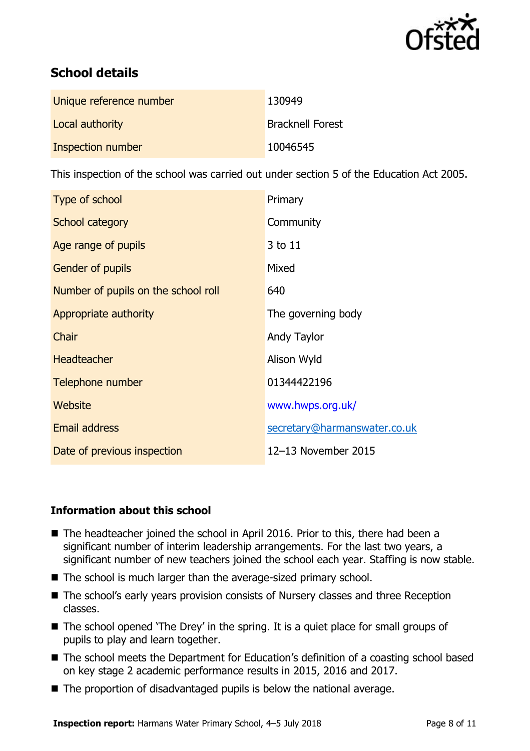## School details

| | |
|---|---|
| Unique reference number | 130949 |
| Local authority | Bracknell Forest |
| Inspection number | 10046545 |

This inspection of the school was carried out under section 5 of the Education Act 2005.

| | |
|---|---|
| Type of school | Primary |
| School category | Community |
| Age range of pupils | 3 to 11 |
| Gender of pupils | Mixed |
| Number of pupils on the school roll | 640 |
| Appropriate authority | The governing body |
| Chair | Andy Taylor |
| Headteacher | Alison Wyld |
| Telephone number | 01344422196 |
| Website | www.hwps.org.uk/ |
| Email address | secretary@harmanswater.co.uk |
| Date of previous inspection | 12–13 November 2015 |

### Information about this school

- The headteacher joined the school in April 2016. Prior to this, there had been a significant number of interim leadership arrangements. For the last two years, a significant number of new teachers joined the school each year. Staffing is now stable.
- The school is much larger than the average-sized primary school.
- The school's early years provision consists of Nursery classes and three Reception classes.
- The school opened 'The Drey' in the spring. It is a quiet place for small groups of pupils to play and learn together.
- The school meets the Department for Education's definition of a coasting school based on key stage 2 academic performance results in 2015, 2016 and 2017.
- The proportion of disadvantaged pupils is below the national average.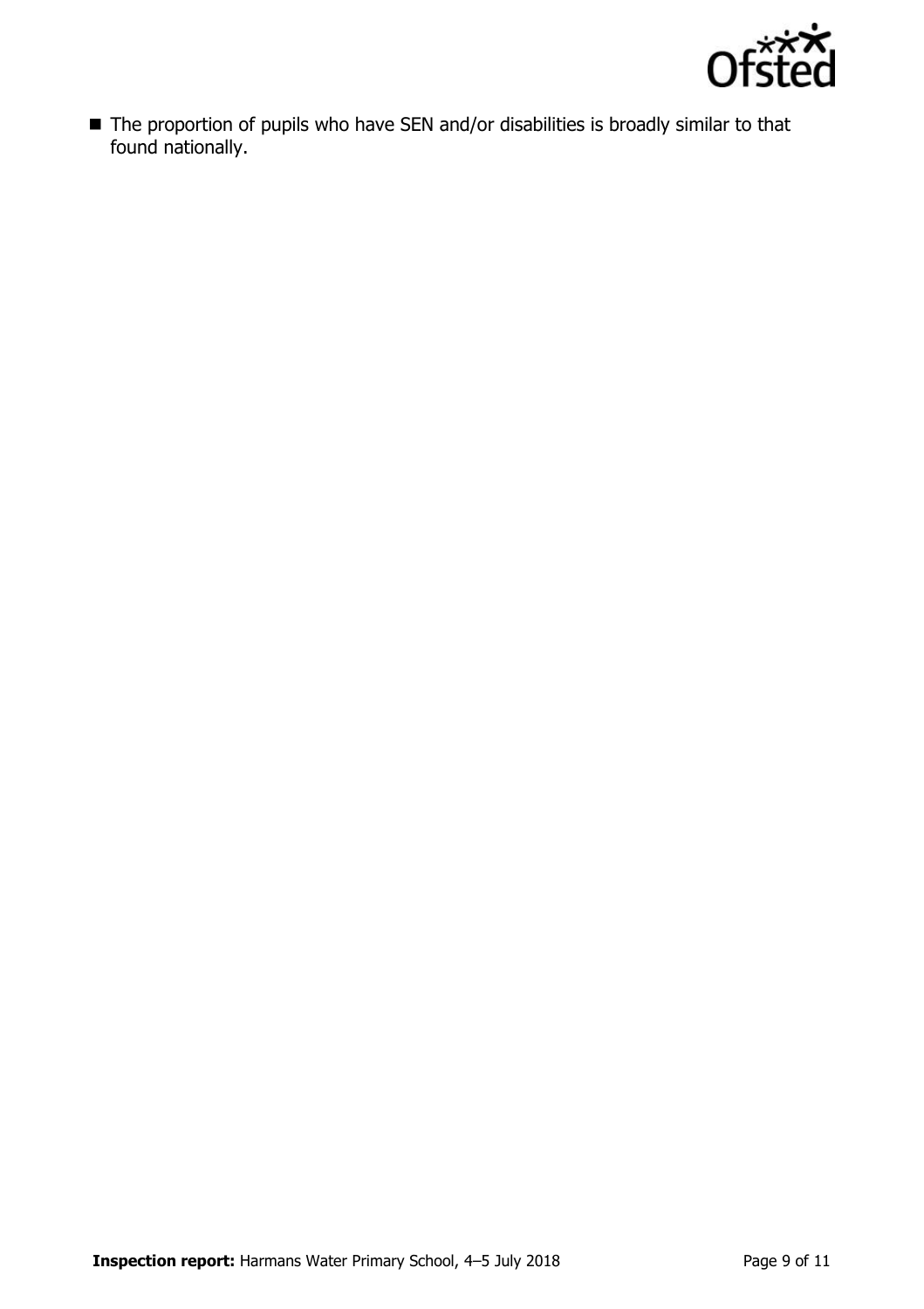- The proportion of pupils who have SEN and/or disabilities is broadly similar to that found nationally.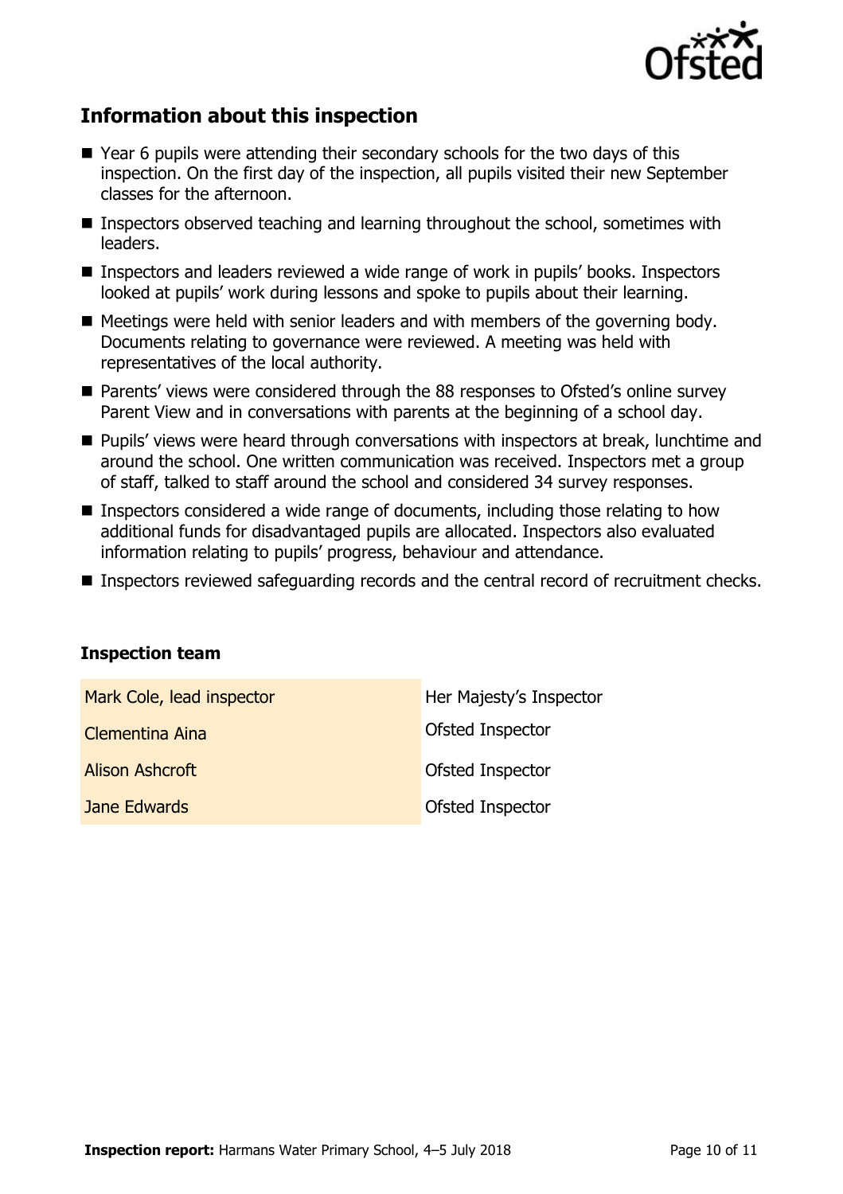## Information about this inspection

- Year 6 pupils were attending their secondary schools for the two days of this inspection. On the first day of the inspection, all pupils visited their new September classes for the afternoon.
- Inspectors observed teaching and learning throughout the school, sometimes with leaders.
- Inspectors and leaders reviewed a wide range of work in pupils' books. Inspectors looked at pupils' work during lessons and spoke to pupils about their learning.
- Meetings were held with senior leaders and with members of the governing body. Documents relating to governance were reviewed. A meeting was held with representatives of the local authority.
- Parents' views were considered through the 88 responses to Ofsted's online survey Parent View and in conversations with parents at the beginning of a school day.
- Pupils' views were heard through conversations with inspectors at break, lunchtime and around the school. One written communication was received. Inspectors met a group of staff, talked to staff around the school and considered 34 survey responses.
- Inspectors considered a wide range of documents, including those relating to how additional funds for disadvantaged pupils are allocated. Inspectors also evaluated information relating to pupils' progress, behaviour and attendance.
- Inspectors reviewed safeguarding records and the central record of recruitment checks.

### Inspection team

| | |
|---|---|
| Mark Cole, lead inspector | Her Majesty's Inspector |
| Clementina Aina | Ofsted Inspector |
| Alison Ashcroft | Ofsted Inspector |
| Jane Edwards | Ofsted Inspector |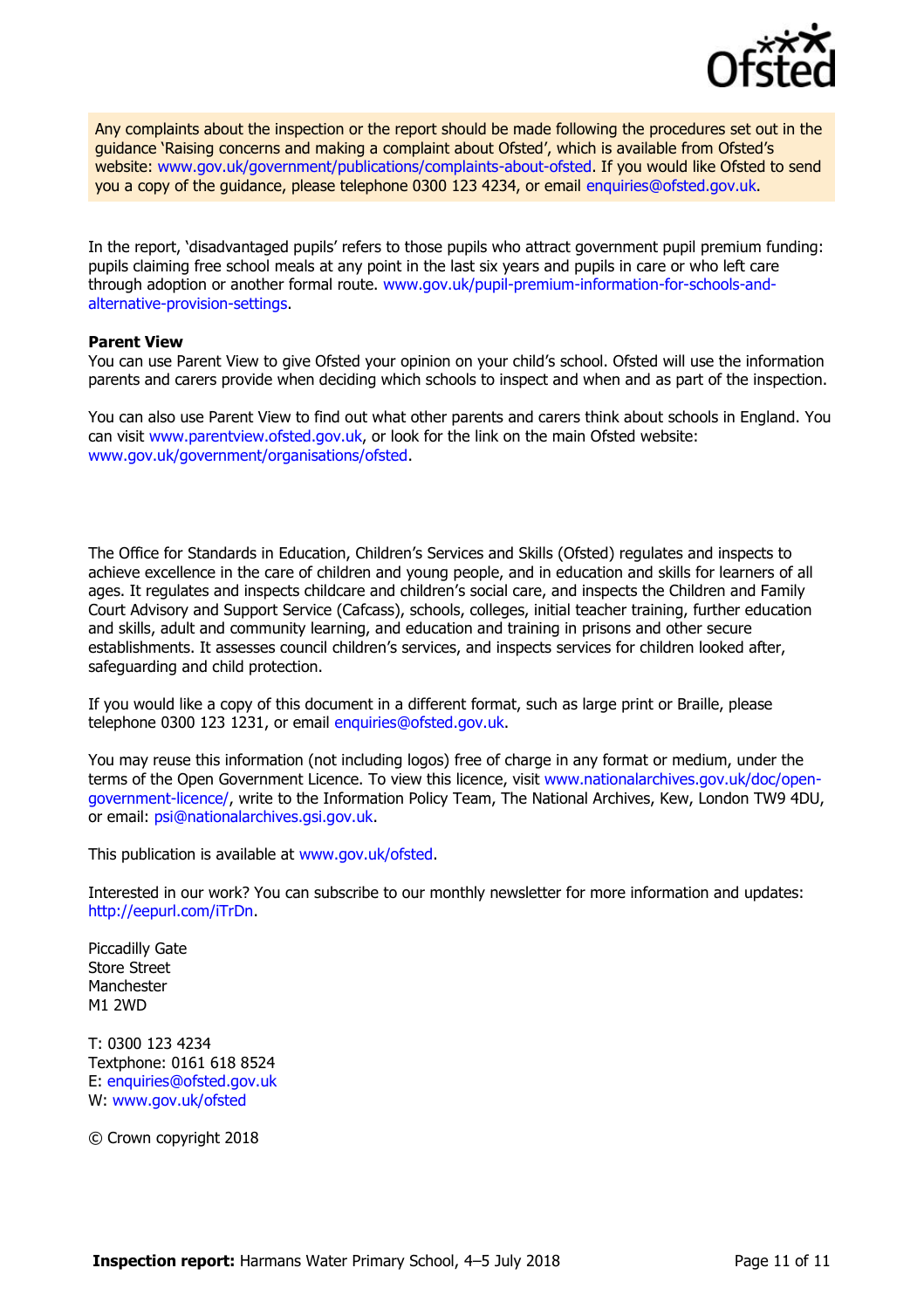Any complaints about the inspection or the report should be made following the procedures set out in the guidance 'Raising concerns and making a complaint about Ofsted', which is available from Ofsted's website: www.gov.uk/government/publications/complaints-about-ofsted. If you would like Ofsted to send you a copy of the guidance, please telephone 0300 123 4234, or email enquiries@ofsted.gov.uk.

In the report, 'disadvantaged pupils' refers to those pupils who attract government pupil premium funding: pupils claiming free school meals at any point in the last six years and pupils in care or who left care through adoption or another formal route. www.gov.uk/pupil-premium-information-for-schools-and-alternative-provision-settings.

**Parent View**

You can use Parent View to give Ofsted your opinion on your child's school. Ofsted will use the information parents and carers provide when deciding which schools to inspect and when and as part of the inspection.

You can also use Parent View to find out what other parents and carers think about schools in England. You can visit www.parentview.ofsted.gov.uk, or look for the link on the main Ofsted website: www.gov.uk/government/organisations/ofsted.

The Office for Standards in Education, Children's Services and Skills (Ofsted) regulates and inspects to achieve excellence in the care of children and young people, and in education and skills for learners of all ages. It regulates and inspects childcare and children's social care, and inspects the Children and Family Court Advisory and Support Service (Cafcass), schools, colleges, initial teacher training, further education and skills, adult and community learning, and education and training in prisons and other secure establishments. It assesses council children's services, and inspects services for children looked after, safeguarding and child protection.

If you would like a copy of this document in a different format, such as large print or Braille, please telephone 0300 123 1231, or email enquiries@ofsted.gov.uk.

You may reuse this information (not including logos) free of charge in any format or medium, under the terms of the Open Government Licence. To view this licence, visit www.nationalarchives.gov.uk/doc/open-government-licence/, write to the Information Policy Team, The National Archives, Kew, London TW9 4DU, or email: psi@nationalarchives.gsi.gov.uk.

This publication is available at www.gov.uk/ofsted.

Interested in our work? You can subscribe to our monthly newsletter for more information and updates: http://eepurl.com/iTrDn.

Piccadilly Gate
Store Street
Manchester
M1 2WD

T: 0300 123 4234
Textphone: 0161 618 8524
E: enquiries@ofsted.gov.uk
W: www.gov.uk/ofsted

© Crown copyright 2018